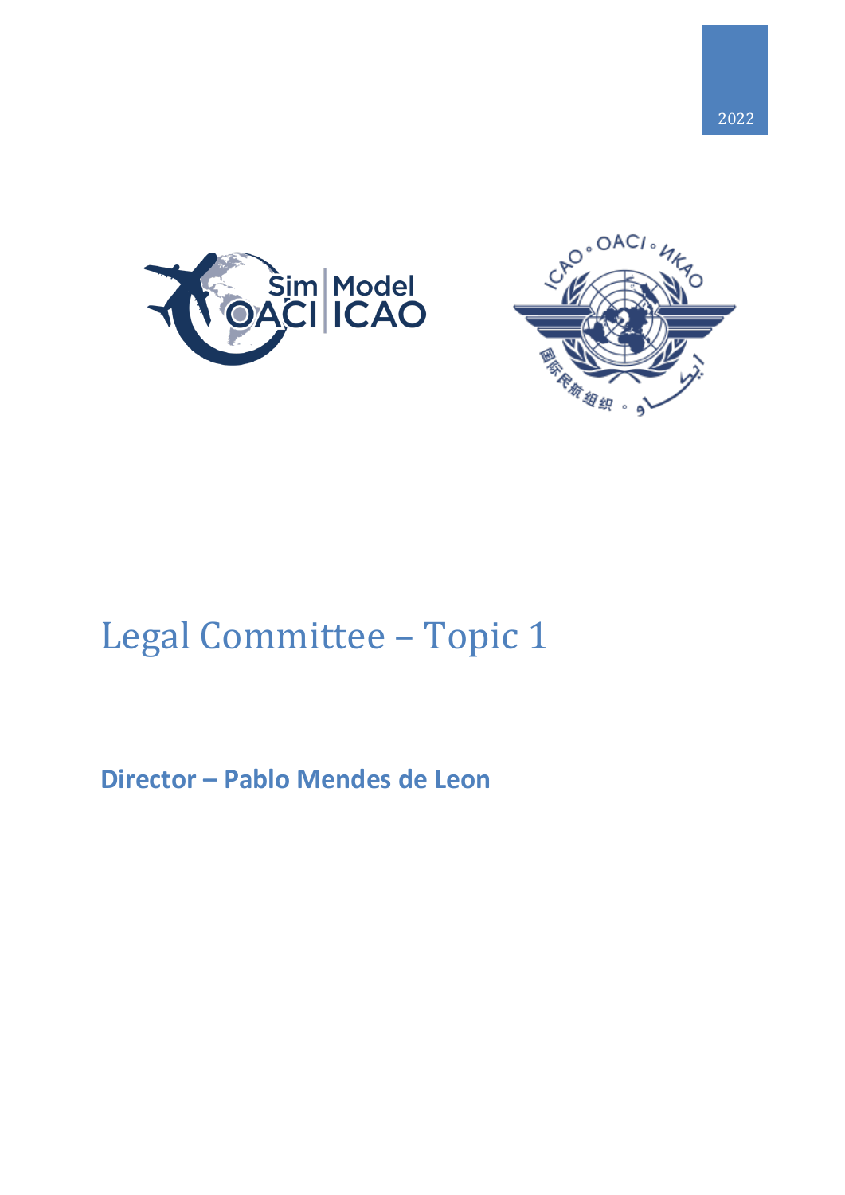2022

# Legal Committee – Topic 1

**Director – Pablo Mendes de Leon**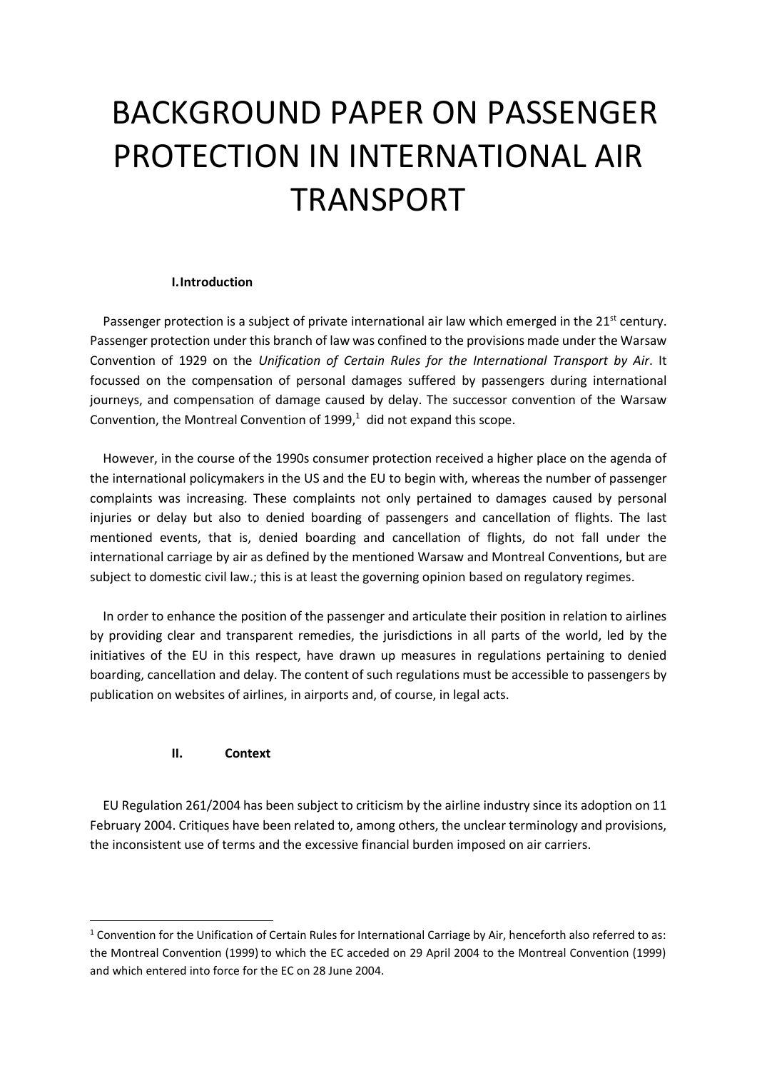# BACKGROUND PAPER ON PASSENGER PROTECTION IN INTERNATIONAL AIR TRANSPORT

## I. Introduction

Passenger protection is a subject of private international air law which emerged in the 21st century. Passenger protection under this branch of law was confined to the provisions made under the Warsaw Convention of 1929 on the *Unification of Certain Rules for the International Transport by Air*. It focussed on the compensation of personal damages suffered by passengers during international journeys, and compensation of damage caused by delay. The successor convention of the Warsaw Convention, the Montreal Convention of 1999,[1] did not expand this scope.

However, in the course of the 1990s consumer protection received a higher place on the agenda of the international policymakers in the US and the EU to begin with, whereas the number of passenger complaints was increasing. These complaints not only pertained to damages caused by personal injuries or delay but also to denied boarding of passengers and cancellation of flights. The last mentioned events, that is, denied boarding and cancellation of flights, do not fall under the international carriage by air as defined by the mentioned Warsaw and Montreal Conventions, but are subject to domestic civil law.; this is at least the governing opinion based on regulatory regimes.

In order to enhance the position of the passenger and articulate their position in relation to airlines by providing clear and transparent remedies, the jurisdictions in all parts of the world, led by the initiatives of the EU in this respect, have drawn up measures in regulations pertaining to denied boarding, cancellation and delay. The content of such regulations must be accessible to passengers by publication on websites of airlines, in airports and, of course, in legal acts.

## II. Context

EU Regulation 261/2004 has been subject to criticism by the airline industry since its adoption on 11 February 2004. Critiques have been related to, among others, the unclear terminology and provisions, the inconsistent use of terms and the excessive financial burden imposed on air carriers.

---

[1] Convention for the Unification of Certain Rules for International Carriage by Air, henceforth also referred to as: the Montreal Convention (1999) to which the EC acceded on 29 April 2004 to the Montreal Convention (1999) and which entered into force for the EC on 28 June 2004.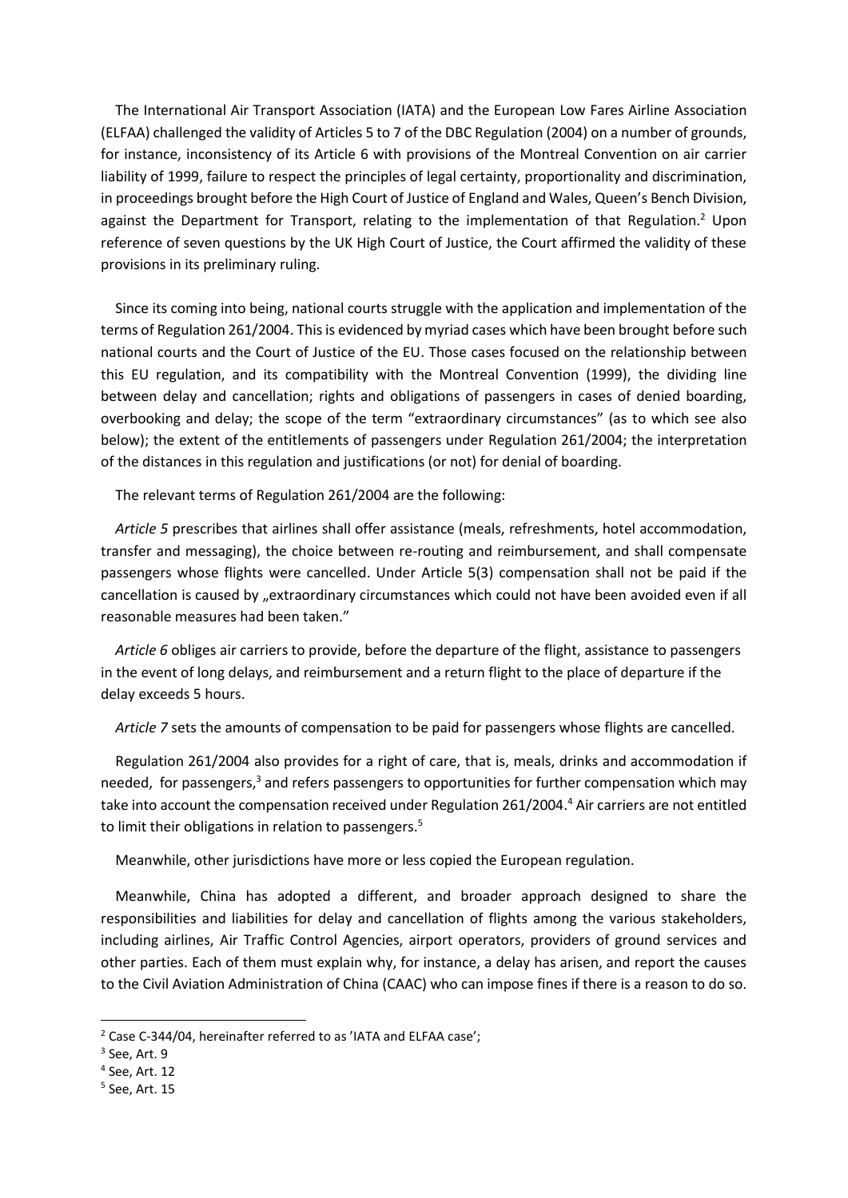The International Air Transport Association (IATA) and the European Low Fares Airline Association (ELFAA) challenged the validity of Articles 5 to 7 of the DBC Regulation (2004) on a number of grounds, for instance, inconsistency of its Article 6 with provisions of the Montreal Convention on air carrier liability of 1999, failure to respect the principles of legal certainty, proportionality and discrimination, in proceedings brought before the High Court of Justice of England and Wales, Queen's Bench Division, against the Department for Transport, relating to the implementation of that Regulation.[2] Upon reference of seven questions by the UK High Court of Justice, the Court affirmed the validity of these provisions in its preliminary ruling.

Since its coming into being, national courts struggle with the application and implementation of the terms of Regulation 261/2004. This is evidenced by myriad cases which have been brought before such national courts and the Court of Justice of the EU. Those cases focused on the relationship between this EU regulation, and its compatibility with the Montreal Convention (1999), the dividing line between delay and cancellation; rights and obligations of passengers in cases of denied boarding, overbooking and delay; the scope of the term "extraordinary circumstances" (as to which see also below); the extent of the entitlements of passengers under Regulation 261/2004; the interpretation of the distances in this regulation and justifications (or not) for denial of boarding.

The relevant terms of Regulation 261/2004 are the following:

*Article 5* prescribes that airlines shall offer assistance (meals, refreshments, hotel accommodation, transfer and messaging), the choice between re-routing and reimbursement, and shall compensate passengers whose flights were cancelled. Under Article 5(3) compensation shall not be paid if the cancellation is caused by „extraordinary circumstances which could not have been avoided even if all reasonable measures had been taken."

*Article 6* obliges air carriers to provide, before the departure of the flight, assistance to passengers in the event of long delays, and reimbursement and a return flight to the place of departure if the delay exceeds 5 hours.

*Article 7* sets the amounts of compensation to be paid for passengers whose flights are cancelled.

Regulation 261/2004 also provides for a right of care, that is, meals, drinks and accommodation if needed, for passengers,[3] and refers passengers to opportunities for further compensation which may take into account the compensation received under Regulation 261/2004.[4] Air carriers are not entitled to limit their obligations in relation to passengers.[5]

Meanwhile, other jurisdictions have more or less copied the European regulation.

Meanwhile, China has adopted a different, and broader approach designed to share the responsibilities and liabilities for delay and cancellation of flights among the various stakeholders, including airlines, Air Traffic Control Agencies, airport operators, providers of ground services and other parties. Each of them must explain why, for instance, a delay has arisen, and report the causes to the Civil Aviation Administration of China (CAAC) who can impose fines if there is a reason to do so.

---

[2] Case C-344/04, hereinafter referred to as 'IATA and ELFAA case';

[3] See, Art. 9

[4] See, Art. 12

[5] See, Art. 15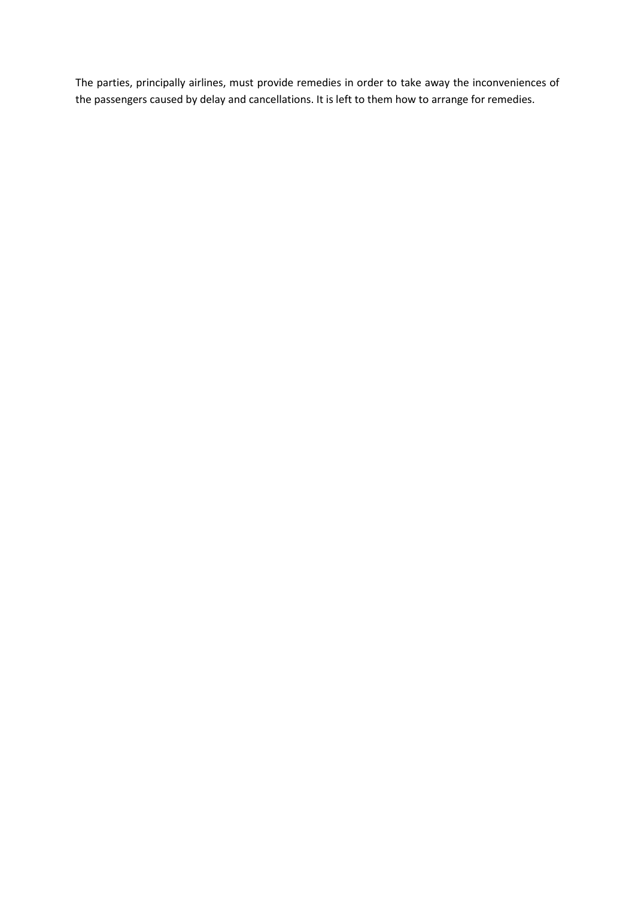The parties, principally airlines, must provide remedies in order to take away the inconveniences of the passengers caused by delay and cancellations. It is left to them how to arrange for remedies.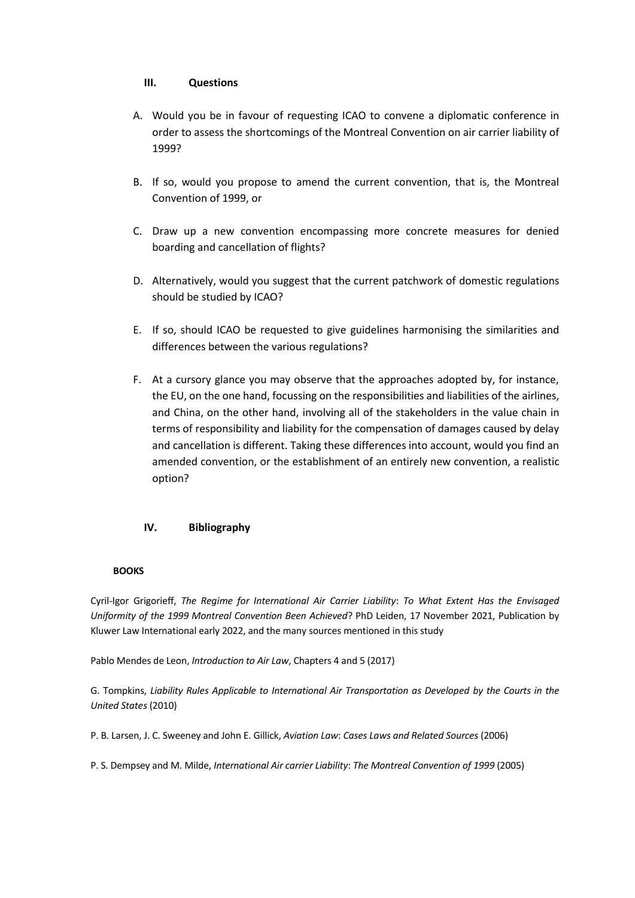## III. Questions

A. Would you be in favour of requesting ICAO to convene a diplomatic conference in order to assess the shortcomings of the Montreal Convention on air carrier liability of 1999?

B. If so, would you propose to amend the current convention, that is, the Montreal Convention of 1999, or

C. Draw up a new convention encompassing more concrete measures for denied boarding and cancellation of flights?

D. Alternatively, would you suggest that the current patchwork of domestic regulations should be studied by ICAO?

E. If so, should ICAO be requested to give guidelines harmonising the similarities and differences between the various regulations?

F. At a cursory glance you may observe that the approaches adopted by, for instance, the EU, on the one hand, focussing on the responsibilities and liabilities of the airlines, and China, on the other hand, involving all of the stakeholders in the value chain in terms of responsibility and liability for the compensation of damages caused by delay and cancellation is different. Taking these differences into account, would you find an amended convention, or the establishment of an entirely new convention, a realistic option?

## IV. Bibliography

**BOOKS**

Cyril-Igor Grigorieff, *The Regime for International Air Carrier Liability*: *To What Extent Has the Envisaged Uniformity of the 1999 Montreal Convention Been Achieved*? PhD Leiden, 17 November 2021, Publication by Kluwer Law International early 2022, and the many sources mentioned in this study

Pablo Mendes de Leon, *Introduction to Air Law*, Chapters 4 and 5 (2017)

G. Tompkins, *Liability Rules Applicable to International Air Transportation as Developed by the Courts in the United States* (2010)

P. B. Larsen, J. C. Sweeney and John E. Gillick, *Aviation Law*: *Cases Laws and Related Sources* (2006)

P. S. Dempsey and M. Milde, *International Air carrier Liability*: *The Montreal Convention of 1999* (2005)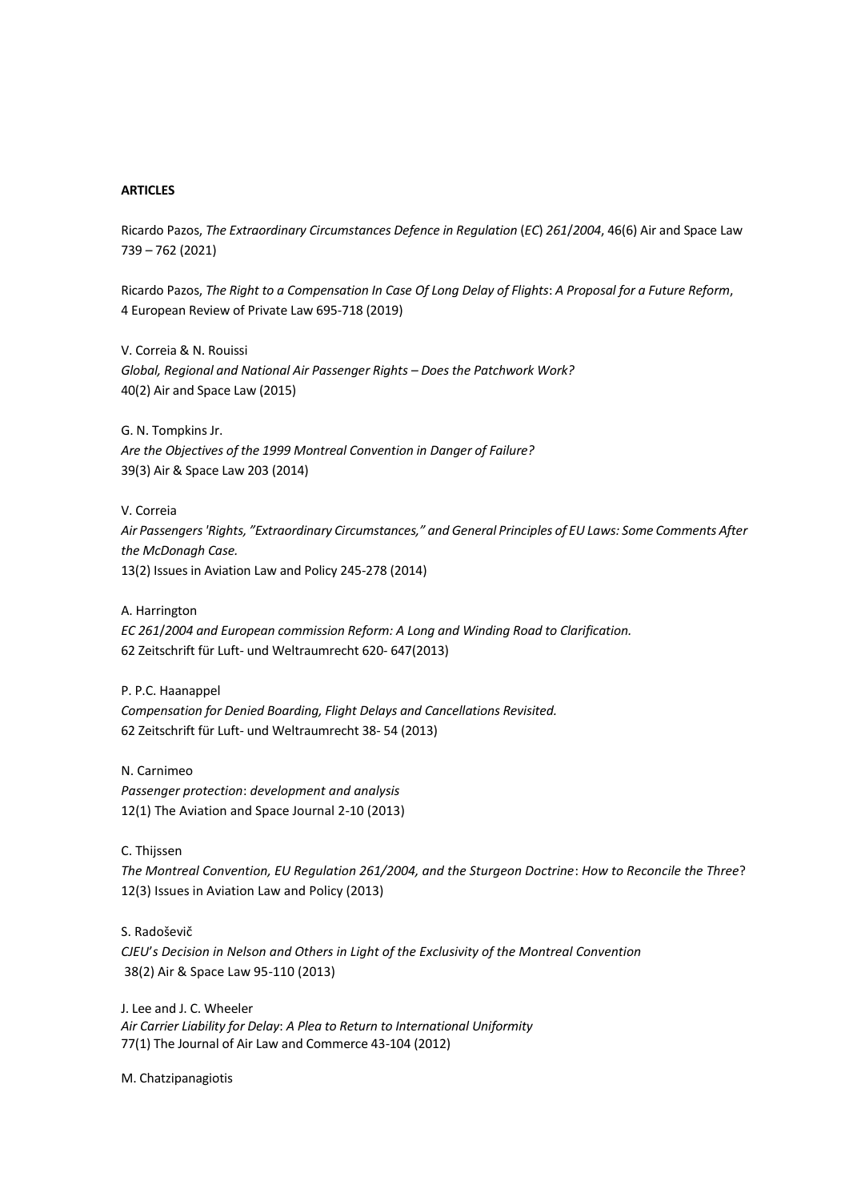**ARTICLES**

Ricardo Pazos, *The Extraordinary Circumstances Defence in Regulation* (*EC*) *261*/*2004*, 46(6) Air and Space Law 739 – 762 (2021)

Ricardo Pazos, *The Right to a Compensation In Case Of Long Delay of Flights*: *A Proposal for a Future Reform*, 4 European Review of Private Law 695-718 (2019)

V. Correia & N. Rouissi
*Global, Regional and National Air Passenger Rights – Does the Patchwork Work?*
40(2) Air and Space Law (2015)

G. N. Tompkins Jr.
*Are the Objectives of the 1999 Montreal Convention in Danger of Failure?*
39(3) Air & Space Law 203 (2014)

V. Correia
*Air Passengers 'Rights, "Extraordinary Circumstances," and General Principles of EU Laws: Some Comments After the McDonagh Case.*
13(2) Issues in Aviation Law and Policy 245-278 (2014)

A. Harrington
*EC 261/2004 and European commission Reform: A Long and Winding Road to Clarification.*
62 Zeitschrift für Luft- und Weltraumrecht 620- 647(2013)

P. P.C. Haanappel
*Compensation for Denied Boarding, Flight Delays and Cancellations Revisited.*
62 Zeitschrift für Luft- und Weltraumrecht 38- 54 (2013)

N. Carnimeo
*Passenger protection*: *development and analysis*
12(1) The Aviation and Space Journal 2-10 (2013)

C. Thijssen
*The Montreal Convention, EU Regulation 261/2004, and the Sturgeon Doctrine*: *How to Reconcile the Three*?
12(3) Issues in Aviation Law and Policy (2013)

S. Radoševič
*CJEU's Decision in Nelson and Others in Light of the Exclusivity of the Montreal Convention*
38(2) Air & Space Law 95-110 (2013)

J. Lee and J. C. Wheeler
*Air Carrier Liability for Delay*: *A Plea to Return to International Uniformity*
77(1) The Journal of Air Law and Commerce 43-104 (2012)

M. Chatzipanagiotis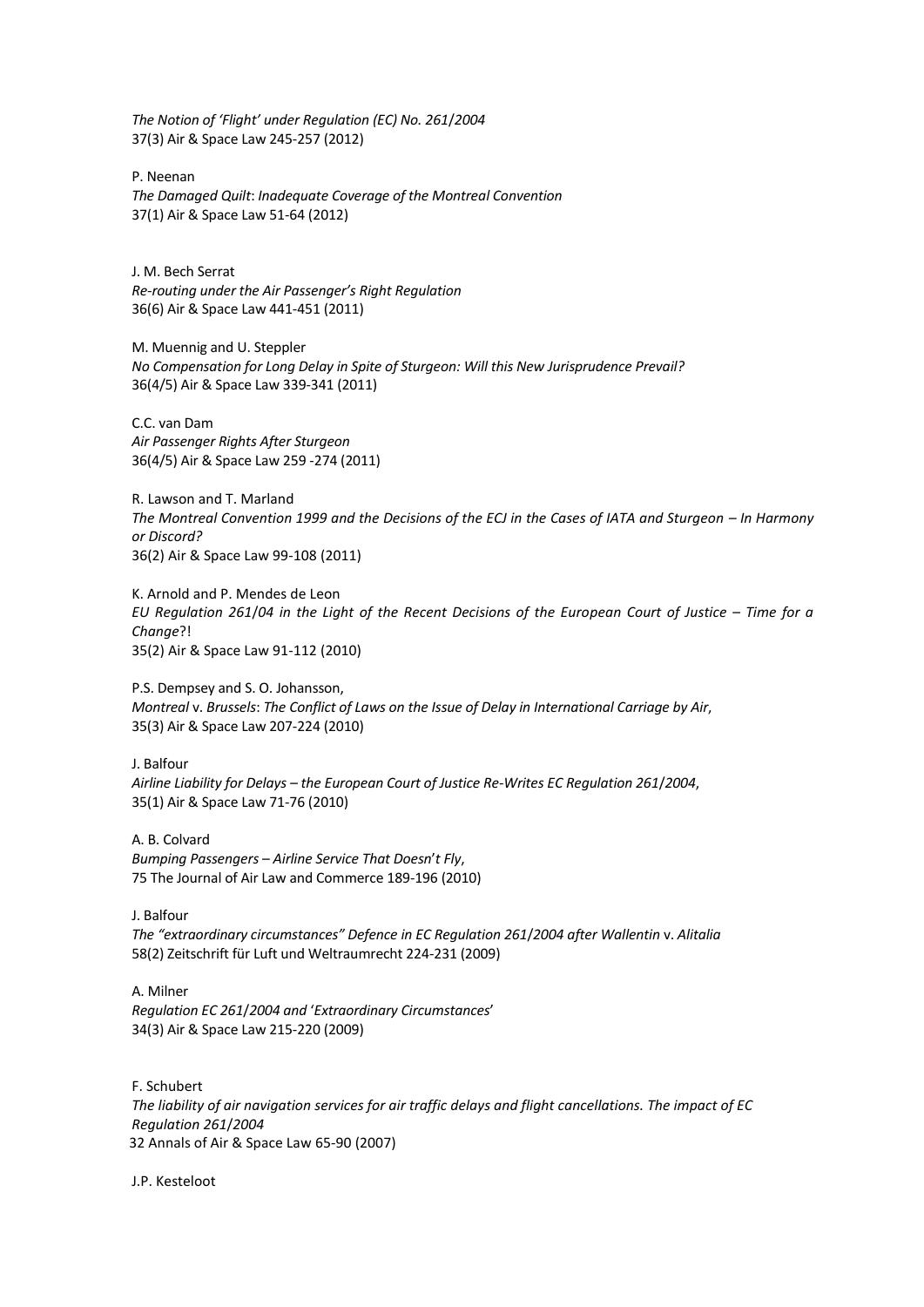*The Notion of 'Flight' under Regulation (EC) No. 261/2004*
37(3) Air & Space Law 245-257 (2012)

P. Neenan
*The Damaged Quilt*: *Inadequate Coverage of the Montreal Convention*
37(1) Air & Space Law 51-64 (2012)

J. M. Bech Serrat
*Re-routing under the Air Passenger's Right Regulation*
36(6) Air & Space Law 441-451 (2011)

M. Muennig and U. Steppler
*No Compensation for Long Delay in Spite of Sturgeon: Will this New Jurisprudence Prevail?*
36(4/5) Air & Space Law 339-341 (2011)

C.C. van Dam
*Air Passenger Rights After Sturgeon*
36(4/5) Air & Space Law 259 -274 (2011)

R. Lawson and T. Marland
*The Montreal Convention 1999 and the Decisions of the ECJ in the Cases of IATA and Sturgeon – In Harmony or Discord?*
36(2) Air & Space Law 99-108 (2011)

K. Arnold and P. Mendes de Leon
*EU Regulation 261/04 in the Light of the Recent Decisions of the European Court of Justice – Time for a Change*?!
35(2) Air & Space Law 91-112 (2010)

P.S. Dempsey and S. O. Johansson,
*Montreal* v. *Brussels*: *The Conflict of Laws on the Issue of Delay in International Carriage by Air*,
35(3) Air & Space Law 207-224 (2010)

J. Balfour
*Airline Liability for Delays – the European Court of Justice Re-Writes EC Regulation 261/2004*,
35(1) Air & Space Law 71-76 (2010)

A. B. Colvard
*Bumping Passengers – Airline Service That Doesn't Fly*,
75 The Journal of Air Law and Commerce 189-196 (2010)

J. Balfour
*The "extraordinary circumstances" Defence in EC Regulation 261/2004 after Wallentin* v. *Alitalia*
58(2) Zeitschrift für Luft und Weltraumrecht 224-231 (2009)

A. Milner
*Regulation EC 261/2004 and 'Extraordinary Circumstances'*
34(3) Air & Space Law 215-220 (2009)

F. Schubert
*The liability of air navigation services for air traffic delays and flight cancellations. The impact of EC Regulation 261/2004*
32 Annals of Air & Space Law 65-90 (2007)

J.P. Kesteloot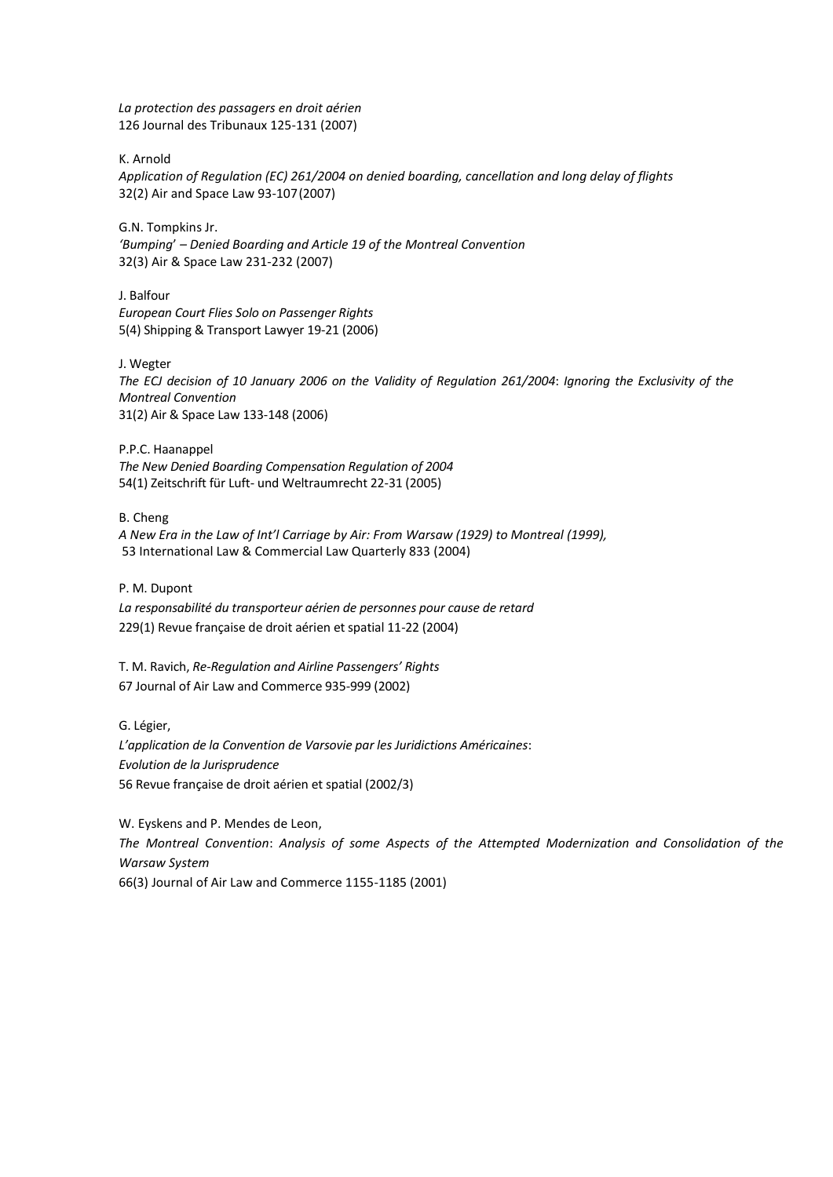*La protection des passagers en droit aérien*
126 Journal des Tribunaux 125-131 (2007)

K. Arnold
*Application of Regulation (EC) 261/2004 on denied boarding, cancellation and long delay of flights*
32(2) Air and Space Law 93-107 (2007)

G.N. Tompkins Jr.
*'Bumping' – Denied Boarding and Article 19 of the Montreal Convention*
32(3) Air & Space Law 231-232 (2007)

J. Balfour
*European Court Flies Solo on Passenger Rights*
5(4) Shipping & Transport Lawyer 19-21 (2006)

J. Wegter
*The ECJ decision of 10 January 2006 on the Validity of Regulation 261/2004*: *Ignoring the Exclusivity of the Montreal Convention*
31(2) Air & Space Law 133-148 (2006)

P.P.C. Haanappel
*The New Denied Boarding Compensation Regulation of 2004*
54(1) Zeitschrift für Luft- und Weltraumrecht 22-31 (2005)

B. Cheng
*A New Era in the Law of Int'l Carriage by Air: From Warsaw (1929) to Montreal (1999),*
53 International Law & Commercial Law Quarterly 833 (2004)

P. M. Dupont
*La responsabilité du transporteur aérien de personnes pour cause de retard*
229(1) Revue française de droit aérien et spatial 11-22 (2004)

T. M. Ravich, *Re-Regulation and Airline Passengers' Rights*
67 Journal of Air Law and Commerce 935-999 (2002)

G. Légier,
*L'application de la Convention de Varsovie par les Juridictions Américaines*:
*Evolution de la Jurisprudence*
56 Revue française de droit aérien et spatial (2002/3)

W. Eyskens and P. Mendes de Leon,
*The Montreal Convention*: *Analysis of some Aspects of the Attempted Modernization and Consolidation of the Warsaw System*
66(3) Journal of Air Law and Commerce 1155-1185 (2001)